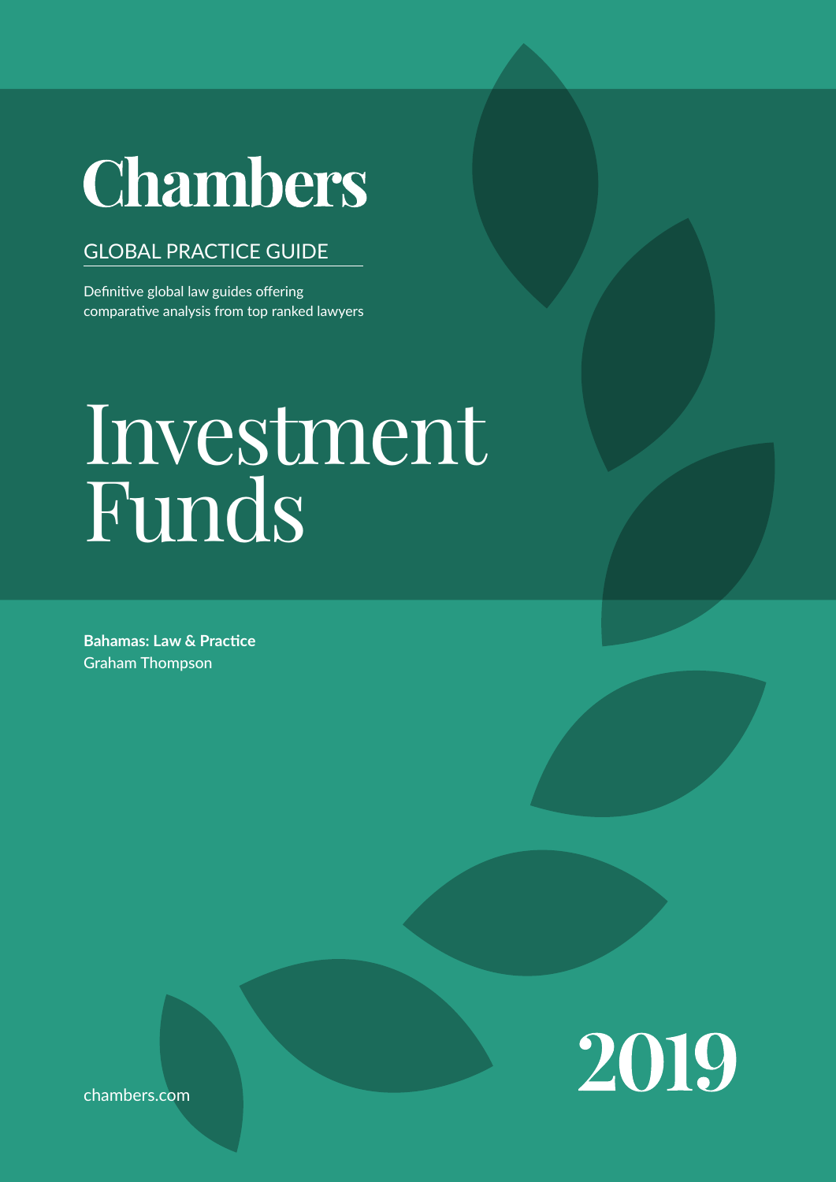# Chambers

GLOBAL PRACTICE GUIDE

Definitive global law guides offering comparative analysis from top ranked lawyers

# Investment Funds

**Bahamas: Law & Practice**
Graham Thompson

chambers.com

2019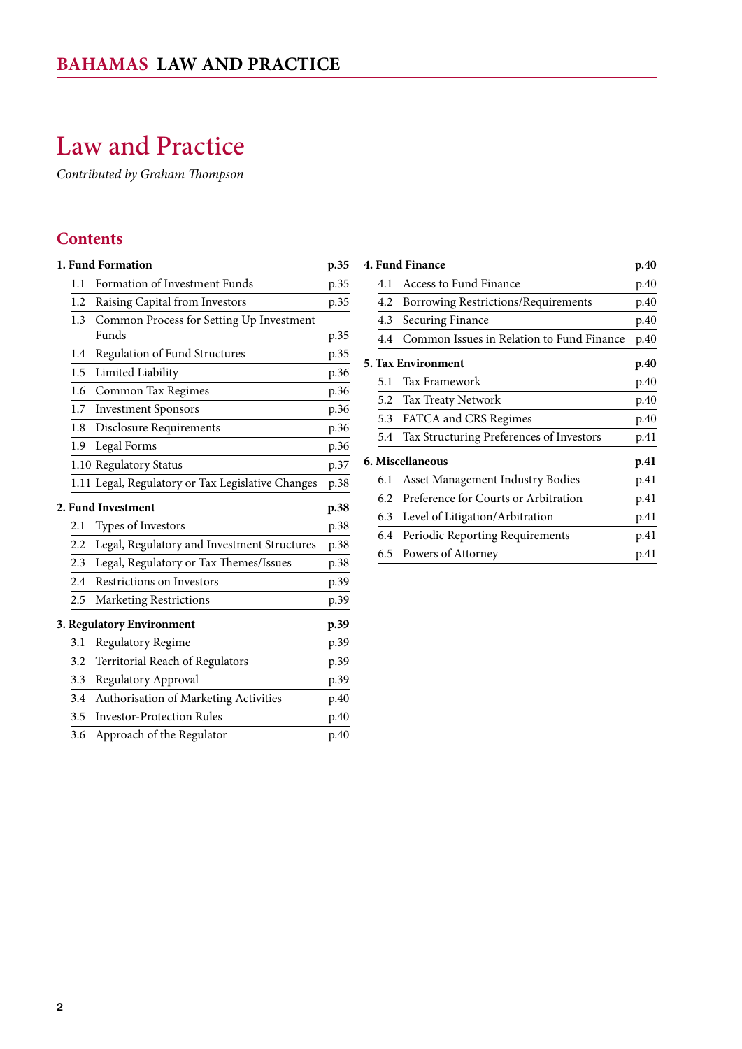# Law and Practice

*Contributed by Graham Thompson*

## Contents

**1. Fund Formation** — p.35

- 1.1 Formation of Investment Funds — p.35
- 1.2 Raising Capital from Investors — p.35
- 1.3 Common Process for Setting Up Investment Funds — p.35
- 1.4 Regulation of Fund Structures — p.35
- 1.5 Limited Liability — p.36
- 1.6 Common Tax Regimes — p.36
- 1.7 Investment Sponsors — p.36
- 1.8 Disclosure Requirements — p.36
- 1.9 Legal Forms — p.36
- 1.10 Regulatory Status — p.37
- 1.11 Legal, Regulatory or Tax Legislative Changes — p.38

**2. Fund Investment** — p.38

- 2.1 Types of Investors — p.38
- 2.2 Legal, Regulatory and Investment Structures — p.38
- 2.3 Legal, Regulatory or Tax Themes/Issues — p.38
- 2.4 Restrictions on Investors — p.39
- 2.5 Marketing Restrictions — p.39

**3. Regulatory Environment** — p.39

- 3.1 Regulatory Regime — p.39
- 3.2 Territorial Reach of Regulators — p.39
- 3.3 Regulatory Approval — p.39
- 3.4 Authorisation of Marketing Activities — p.40
- 3.5 Investor-Protection Rules — p.40
- 3.6 Approach of the Regulator — p.40

**4. Fund Finance** — p.40

- 4.1 Access to Fund Finance — p.40
- 4.2 Borrowing Restrictions/Requirements — p.40
- 4.3 Securing Finance — p.40
- 4.4 Common Issues in Relation to Fund Finance — p.40

**5. Tax Environment** — p.40

- 5.1 Tax Framework — p.40
- 5.2 Tax Treaty Network — p.40
- 5.3 FATCA and CRS Regimes — p.40
- 5.4 Tax Structuring Preferences of Investors — p.41

**6. Miscellaneous** — p.41

- 6.1 Asset Management Industry Bodies — p.41
- 6.2 Preference for Courts or Arbitration — p.41
- 6.3 Level of Litigation/Arbitration — p.41
- 6.4 Periodic Reporting Requirements — p.41
- 6.5 Powers of Attorney — p.41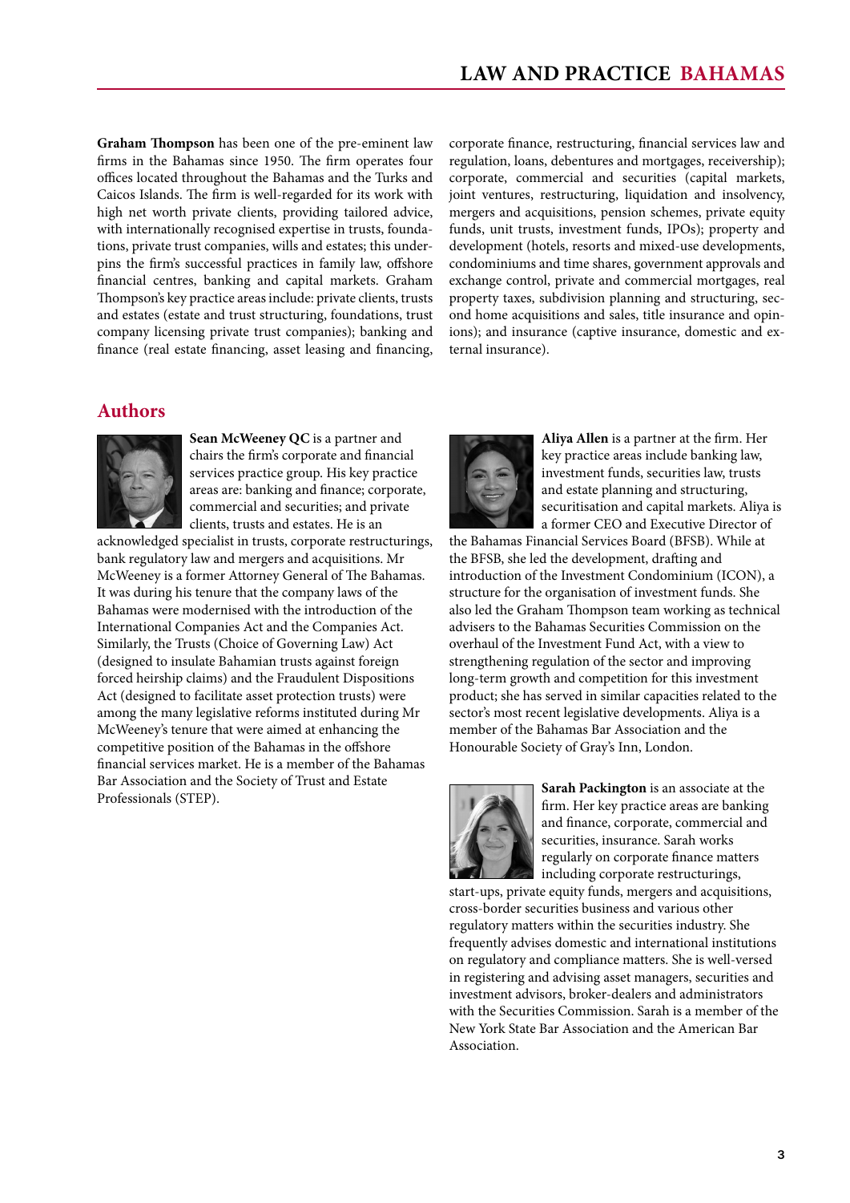**Graham Thompson** has been one of the pre-eminent law firms in the Bahamas since 1950. The firm operates four offices located throughout the Bahamas and the Turks and Caicos Islands. The firm is well-regarded for its work with high net worth private clients, providing tailored advice, with internationally recognised expertise in trusts, foundations, private trust companies, wills and estates; this underpins the firm's successful practices in family law, offshore financial centres, banking and capital markets. Graham Thompson's key practice areas include: private clients, trusts and estates (estate and trust structuring, foundations, trust company licensing private trust companies); banking and finance (real estate financing, asset leasing and financing, corporate finance, restructuring, financial services law and regulation, loans, debentures and mortgages, receivership); corporate, commercial and securities (capital markets, joint ventures, restructuring, liquidation and insolvency, mergers and acquisitions, pension schemes, private equity funds, unit trusts, investment funds, IPOs); property and development (hotels, resorts and mixed-use developments, condominiums and time shares, government approvals and exchange control, private and commercial mortgages, real property taxes, subdivision planning and structuring, second home acquisitions and sales, title insurance and opinions); and insurance (captive insurance, domestic and external insurance).

## Authors

**Sean McWeeney QC** is a partner and chairs the firm's corporate and financial services practice group. His key practice areas are: banking and finance; corporate, commercial and securities; and private clients, trusts and estates. He is an acknowledged specialist in trusts, corporate restructurings, bank regulatory law and mergers and acquisitions. Mr McWeeney is a former Attorney General of The Bahamas. It was during his tenure that the company laws of the Bahamas were modernised with the introduction of the International Companies Act and the Companies Act. Similarly, the Trusts (Choice of Governing Law) Act (designed to insulate Bahamian trusts against foreign forced heirship claims) and the Fraudulent Dispositions Act (designed to facilitate asset protection trusts) were among the many legislative reforms instituted during Mr McWeeney's tenure that were aimed at enhancing the competitive position of the Bahamas in the offshore financial services market. He is a member of the Bahamas Bar Association and the Society of Trust and Estate Professionals (STEP).

**Aliya Allen** is a partner at the firm. Her key practice areas include banking law, investment funds, securities law, trusts and estate planning and structuring, securitisation and capital markets. Aliya is a former CEO and Executive Director of the Bahamas Financial Services Board (BFSB). While at the BFSB, she led the development, drafting and introduction of the Investment Condominium (ICON), a structure for the organisation of investment funds. She also led the Graham Thompson team working as technical advisers to the Bahamas Securities Commission on the overhaul of the Investment Fund Act, with a view to strengthening regulation of the sector and improving long-term growth and competition for this investment product; she has served in similar capacities related to the sector's most recent legislative developments. Aliya is a member of the Bahamas Bar Association and the Honourable Society of Gray's Inn, London.

**Sarah Packington** is an associate at the firm. Her key practice areas are banking and finance, corporate, commercial and securities, insurance. Sarah works regularly on corporate finance matters including corporate restructurings, start-ups, private equity funds, mergers and acquisitions, cross-border securities business and various other regulatory matters within the securities industry. She frequently advises domestic and international institutions on regulatory and compliance matters. She is well-versed in registering and advising asset managers, securities and investment advisors, broker-dealers and administrators with the Securities Commission. Sarah is a member of the New York State Bar Association and the American Bar Association.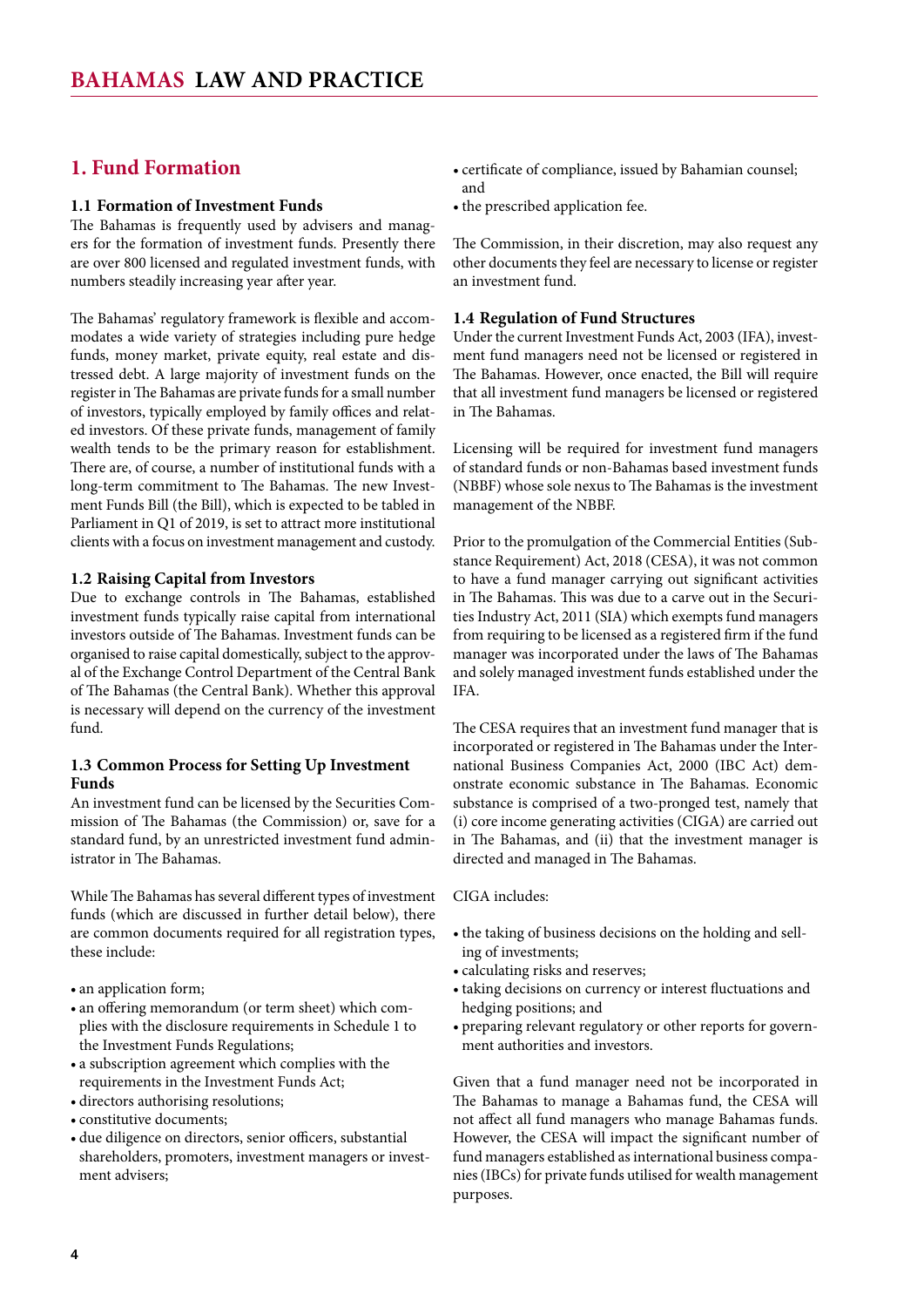## 1. Fund Formation

### 1.1 Formation of Investment Funds

The Bahamas is frequently used by advisers and managers for the formation of investment funds. Presently there are over 800 licensed and regulated investment funds, with numbers steadily increasing year after year.

The Bahamas' regulatory framework is flexible and accommodates a wide variety of strategies including pure hedge funds, money market, private equity, real estate and distressed debt. A large majority of investment funds on the register in The Bahamas are private funds for a small number of investors, typically employed by family offices and related investors. Of these private funds, management of family wealth tends to be the primary reason for establishment. There are, of course, a number of institutional funds with a long-term commitment to The Bahamas. The new Investment Funds Bill (the Bill), which is expected to be tabled in Parliament in Q1 of 2019, is set to attract more institutional clients with a focus on investment management and custody.

### 1.2 Raising Capital from Investors

Due to exchange controls in The Bahamas, established investment funds typically raise capital from international investors outside of The Bahamas. Investment funds can be organised to raise capital domestically, subject to the approval of the Exchange Control Department of the Central Bank of The Bahamas (the Central Bank). Whether this approval is necessary will depend on the currency of the investment fund.

### 1.3 Common Process for Setting Up Investment Funds

An investment fund can be licensed by the Securities Commission of The Bahamas (the Commission) or, save for a standard fund, by an unrestricted investment fund administrator in The Bahamas.

While The Bahamas has several different types of investment funds (which are discussed in further detail below), there are common documents required for all registration types, these include:

- an application form;
- an offering memorandum (or term sheet) which complies with the disclosure requirements in Schedule 1 to the Investment Funds Regulations;
- a subscription agreement which complies with the requirements in the Investment Funds Act;
- directors authorising resolutions;
- constitutive documents;
- due diligence on directors, senior officers, substantial shareholders, promoters, investment managers or investment advisers;
- certificate of compliance, issued by Bahamian counsel; and
- the prescribed application fee.

The Commission, in their discretion, may also request any other documents they feel are necessary to license or register an investment fund.

### 1.4 Regulation of Fund Structures

Under the current Investment Funds Act, 2003 (IFA), investment fund managers need not be licensed or registered in The Bahamas. However, once enacted, the Bill will require that all investment fund managers be licensed or registered in The Bahamas.

Licensing will be required for investment fund managers of standard funds or non-Bahamas based investment funds (NBBF) whose sole nexus to The Bahamas is the investment management of the NBBF.

Prior to the promulgation of the Commercial Entities (Substance Requirement) Act, 2018 (CESA), it was not common to have a fund manager carrying out significant activities in The Bahamas. This was due to a carve out in the Securities Industry Act, 2011 (SIA) which exempts fund managers from requiring to be licensed as a registered firm if the fund manager was incorporated under the laws of The Bahamas and solely managed investment funds established under the IFA.

The CESA requires that an investment fund manager that is incorporated or registered in The Bahamas under the International Business Companies Act, 2000 (IBC Act) demonstrate economic substance in The Bahamas. Economic substance is comprised of a two-pronged test, namely that (i) core income generating activities (CIGA) are carried out in The Bahamas, and (ii) that the investment manager is directed and managed in The Bahamas.

CIGA includes:

- the taking of business decisions on the holding and selling of investments;
- calculating risks and reserves;
- taking decisions on currency or interest fluctuations and hedging positions; and
- preparing relevant regulatory or other reports for government authorities and investors.

Given that a fund manager need not be incorporated in The Bahamas to manage a Bahamas fund, the CESA will not affect all fund managers who manage Bahamas funds. However, the CESA will impact the significant number of fund managers established as international business companies (IBCs) for private funds utilised for wealth management purposes.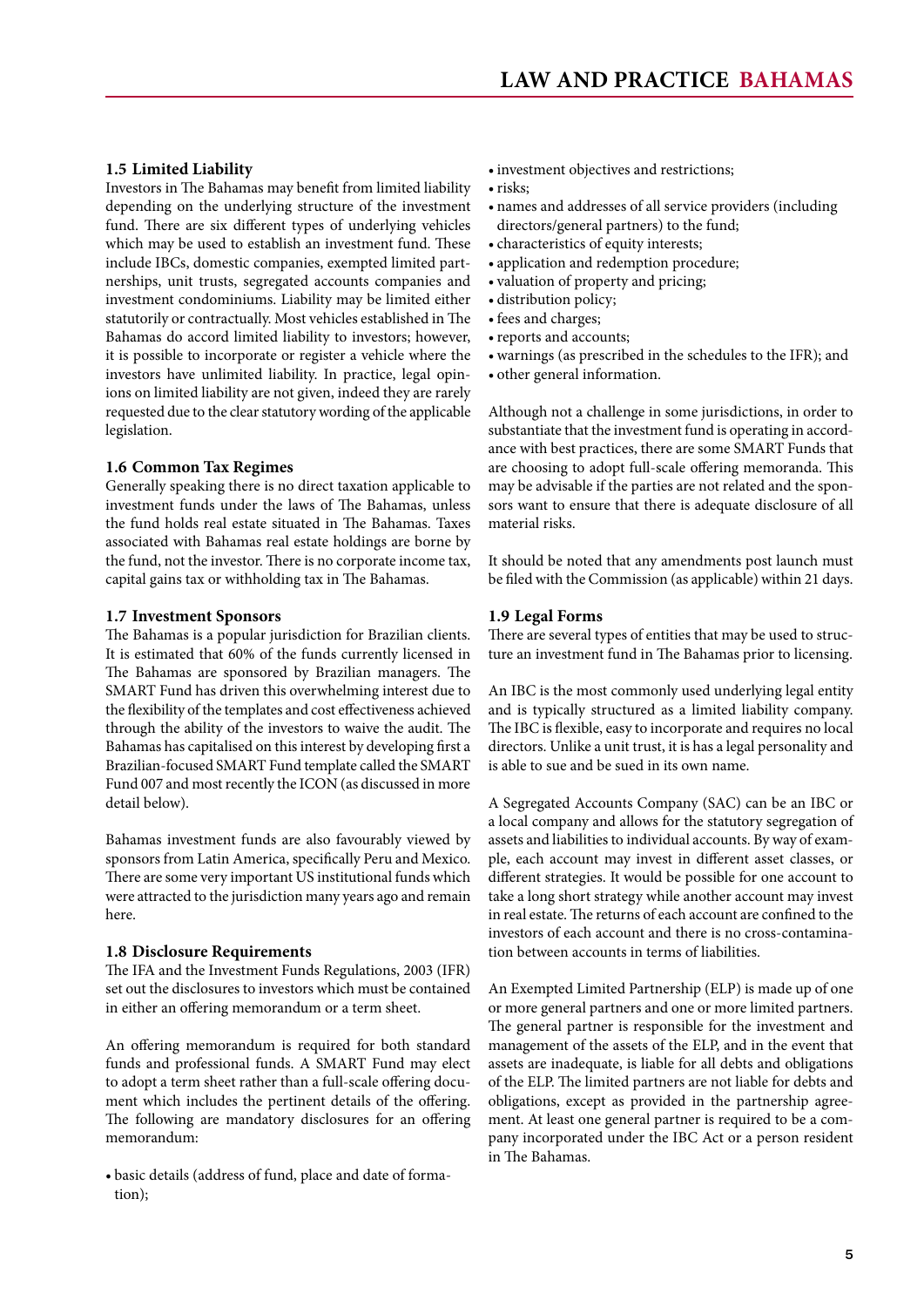### 1.5 Limited Liability

Investors in The Bahamas may benefit from limited liability depending on the underlying structure of the investment fund. There are six different types of underlying vehicles which may be used to establish an investment fund. These include IBCs, domestic companies, exempted limited partnerships, unit trusts, segregated accounts companies and investment condominiums. Liability may be limited either statutorily or contractually. Most vehicles established in The Bahamas do accord limited liability to investors; however, it is possible to incorporate or register a vehicle where the investors have unlimited liability. In practice, legal opinions on limited liability are not given, indeed they are rarely requested due to the clear statutory wording of the applicable legislation.

### 1.6 Common Tax Regimes

Generally speaking there is no direct taxation applicable to investment funds under the laws of The Bahamas, unless the fund holds real estate situated in The Bahamas. Taxes associated with Bahamas real estate holdings are borne by the fund, not the investor. There is no corporate income tax, capital gains tax or withholding tax in The Bahamas.

### 1.7 Investment Sponsors

The Bahamas is a popular jurisdiction for Brazilian clients. It is estimated that 60% of the funds currently licensed in The Bahamas are sponsored by Brazilian managers. The SMART Fund has driven this overwhelming interest due to the flexibility of the templates and cost effectiveness achieved through the ability of the investors to waive the audit. The Bahamas has capitalised on this interest by developing first a Brazilian-focused SMART Fund template called the SMART Fund 007 and most recently the ICON (as discussed in more detail below).

Bahamas investment funds are also favourably viewed by sponsors from Latin America, specifically Peru and Mexico. There are some very important US institutional funds which were attracted to the jurisdiction many years ago and remain here.

### 1.8 Disclosure Requirements

The IFA and the Investment Funds Regulations, 2003 (IFR) set out the disclosures to investors which must be contained in either an offering memorandum or a term sheet.

An offering memorandum is required for both standard funds and professional funds. A SMART Fund may elect to adopt a term sheet rather than a full-scale offering document which includes the pertinent details of the offering. The following are mandatory disclosures for an offering memorandum:

- basic details (address of fund, place and date of formation);
- investment objectives and restrictions;
- risks;
- names and addresses of all service providers (including directors/general partners) to the fund;
- characteristics of equity interests;
- application and redemption procedure;
- valuation of property and pricing;
- distribution policy;
- fees and charges;
- reports and accounts;
- warnings (as prescribed in the schedules to the IFR); and
- other general information.

Although not a challenge in some jurisdictions, in order to substantiate that the investment fund is operating in accordance with best practices, there are some SMART Funds that are choosing to adopt full-scale offering memoranda. This may be advisable if the parties are not related and the sponsors want to ensure that there is adequate disclosure of all material risks.

It should be noted that any amendments post launch must be filed with the Commission (as applicable) within 21 days.

### 1.9 Legal Forms

There are several types of entities that may be used to structure an investment fund in The Bahamas prior to licensing.

An IBC is the most commonly used underlying legal entity and is typically structured as a limited liability company. The IBC is flexible, easy to incorporate and requires no local directors. Unlike a unit trust, it is has a legal personality and is able to sue and be sued in its own name.

A Segregated Accounts Company (SAC) can be an IBC or a local company and allows for the statutory segregation of assets and liabilities to individual accounts. By way of example, each account may invest in different asset classes, or different strategies. It would be possible for one account to take a long short strategy while another account may invest in real estate. The returns of each account are confined to the investors of each account and there is no cross-contamination between accounts in terms of liabilities.

An Exempted Limited Partnership (ELP) is made up of one or more general partners and one or more limited partners. The general partner is responsible for the investment and management of the assets of the ELP, and in the event that assets are inadequate, is liable for all debts and obligations of the ELP. The limited partners are not liable for debts and obligations, except as provided in the partnership agreement. At least one general partner is required to be a company incorporated under the IBC Act or a person resident in The Bahamas.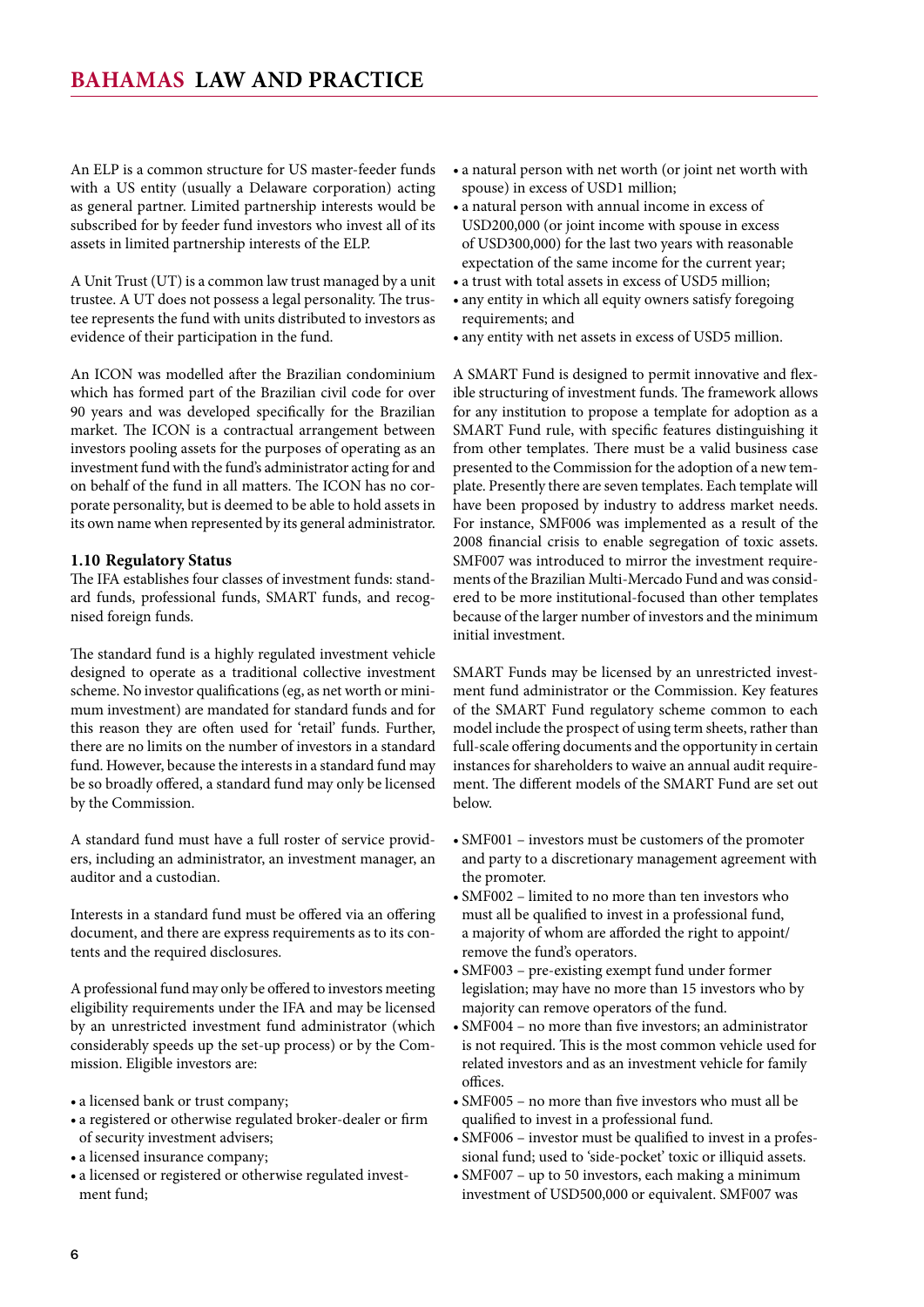An ELP is a common structure for US master-feeder funds with a US entity (usually a Delaware corporation) acting as general partner. Limited partnership interests would be subscribed for by feeder fund investors who invest all of its assets in limited partnership interests of the ELP.

A Unit Trust (UT) is a common law trust managed by a unit trustee. A UT does not possess a legal personality. The trustee represents the fund with units distributed to investors as evidence of their participation in the fund.

An ICON was modelled after the Brazilian condominium which has formed part of the Brazilian civil code for over 90 years and was developed specifically for the Brazilian market. The ICON is a contractual arrangement between investors pooling assets for the purposes of operating as an investment fund with the fund's administrator acting for and on behalf of the fund in all matters. The ICON has no corporate personality, but is deemed to be able to hold assets in its own name when represented by its general administrator.

### 1.10 Regulatory Status

The IFA establishes four classes of investment funds: standard funds, professional funds, SMART funds, and recognised foreign funds.

The standard fund is a highly regulated investment vehicle designed to operate as a traditional collective investment scheme. No investor qualifications (eg, as net worth or minimum investment) are mandated for standard funds and for this reason they are often used for 'retail' funds. Further, there are no limits on the number of investors in a standard fund. However, because the interests in a standard fund may be so broadly offered, a standard fund may only be licensed by the Commission.

A standard fund must have a full roster of service providers, including an administrator, an investment manager, an auditor and a custodian.

Interests in a standard fund must be offered via an offering document, and there are express requirements as to its contents and the required disclosures.

A professional fund may only be offered to investors meeting eligibility requirements under the IFA and may be licensed by an unrestricted investment fund administrator (which considerably speeds up the set-up process) or by the Commission. Eligible investors are:

- a licensed bank or trust company;
- a registered or otherwise regulated broker-dealer or firm of security investment advisers;
- a licensed insurance company;
- a licensed or registered or otherwise regulated investment fund;
- a natural person with net worth (or joint net worth with spouse) in excess of USD1 million;
- a natural person with annual income in excess of USD200,000 (or joint income with spouse in excess of USD300,000) for the last two years with reasonable expectation of the same income for the current year;
- a trust with total assets in excess of USD5 million;
- any entity in which all equity owners satisfy foregoing requirements; and
- any entity with net assets in excess of USD5 million.

A SMART Fund is designed to permit innovative and flexible structuring of investment funds. The framework allows for any institution to propose a template for adoption as a SMART Fund rule, with specific features distinguishing it from other templates. There must be a valid business case presented to the Commission for the adoption of a new template. Presently there are seven templates. Each template will have been proposed by industry to address market needs. For instance, SMF006 was implemented as a result of the 2008 financial crisis to enable segregation of toxic assets. SMF007 was introduced to mirror the investment requirements of the Brazilian Multi-Mercado Fund and was considered to be more institutional-focused than other templates because of the larger number of investors and the minimum initial investment.

SMART Funds may be licensed by an unrestricted investment fund administrator or the Commission. Key features of the SMART Fund regulatory scheme common to each model include the prospect of using term sheets, rather than full-scale offering documents and the opportunity in certain instances for shareholders to waive an annual audit requirement. The different models of the SMART Fund are set out below.

- SMF001 – investors must be customers of the promoter and party to a discretionary management agreement with the promoter.
- SMF002 – limited to no more than ten investors who must all be qualified to invest in a professional fund, a majority of whom are afforded the right to appoint/remove the fund's operators.
- SMF003 – pre-existing exempt fund under former legislation; may have no more than 15 investors who by majority can remove operators of the fund.
- SMF004 – no more than five investors; an administrator is not required. This is the most common vehicle used for related investors and as an investment vehicle for family offices.
- SMF005 – no more than five investors who must all be qualified to invest in a professional fund.
- SMF006 – investor must be qualified to invest in a professional fund; used to 'side-pocket' toxic or illiquid assets.
- SMF007 – up to 50 investors, each making a minimum investment of USD500,000 or equivalent. SMF007 was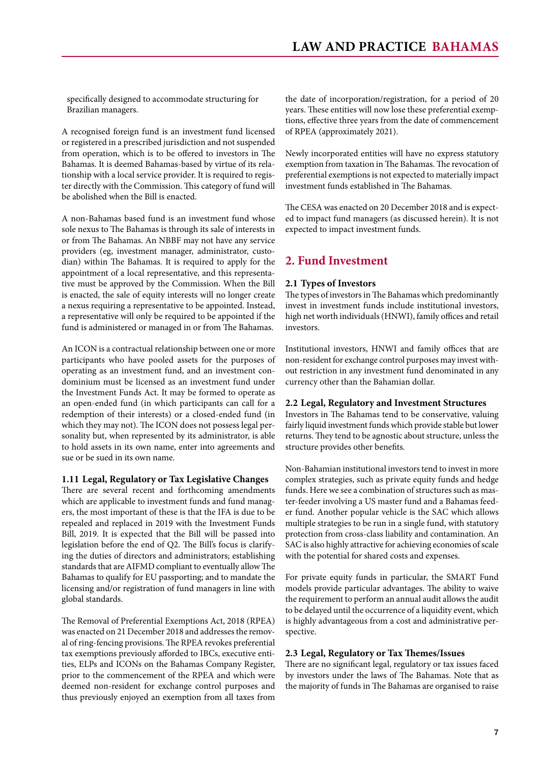specifically designed to accommodate structuring for Brazilian managers.

A recognised foreign fund is an investment fund licensed or registered in a prescribed jurisdiction and not suspended from operation, which is to be offered to investors in The Bahamas. It is deemed Bahamas-based by virtue of its relationship with a local service provider. It is required to register directly with the Commission. This category of fund will be abolished when the Bill is enacted.

A non-Bahamas based fund is an investment fund whose sole nexus to The Bahamas is through its sale of interests in or from The Bahamas. An NBBF may not have any service providers (eg, investment manager, administrator, custodian) within The Bahamas. It is required to apply for the appointment of a local representative, and this representative must be approved by the Commission. When the Bill is enacted, the sale of equity interests will no longer create a nexus requiring a representative to be appointed. Instead, a representative will only be required to be appointed if the fund is administered or managed in or from The Bahamas.

An ICON is a contractual relationship between one or more participants who have pooled assets for the purposes of operating as an investment fund, and an investment condominium must be licensed as an investment fund under the Investment Funds Act. It may be formed to operate as an open-ended fund (in which participants can call for a redemption of their interests) or a closed-ended fund (in which they may not). The ICON does not possess legal personality but, when represented by its administrator, is able to hold assets in its own name, enter into agreements and sue or be sued in its own name.

### 1.11 Legal, Regulatory or Tax Legislative Changes

There are several recent and forthcoming amendments which are applicable to investment funds and fund managers, the most important of these is that the IFA is due to be repealed and replaced in 2019 with the Investment Funds Bill, 2019. It is expected that the Bill will be passed into legislation before the end of Q2. The Bill's focus is clarifying the duties of directors and administrators; establishing standards that are AIFMD compliant to eventually allow The Bahamas to qualify for EU passporting; and to mandate the licensing and/or registration of fund managers in line with global standards.

The Removal of Preferential Exemptions Act, 2018 (RPEA) was enacted on 21 December 2018 and addresses the removal of ring-fencing provisions. The RPEA revokes preferential tax exemptions previously afforded to IBCs, executive entities, ELPs and ICONs on the Bahamas Company Register, prior to the commencement of the RPEA and which were deemed non-resident for exchange control purposes and thus previously enjoyed an exemption from all taxes from the date of incorporation/registration, for a period of 20 years. These entities will now lose these preferential exemptions, effective three years from the date of commencement of RPEA (approximately 2021).

Newly incorporated entities will have no express statutory exemption from taxation in The Bahamas. The revocation of preferential exemptions is not expected to materially impact investment funds established in The Bahamas.

The CESA was enacted on 20 December 2018 and is expected to impact fund managers (as discussed herein). It is not expected to impact investment funds.

## 2. Fund Investment

### 2.1 Types of Investors

The types of investors in The Bahamas which predominantly invest in investment funds include institutional investors, high net worth individuals (HNWI), family offices and retail investors.

Institutional investors, HNWI and family offices that are non-resident for exchange control purposes may invest without restriction in any investment fund denominated in any currency other than the Bahamian dollar.

### 2.2 Legal, Regulatory and Investment Structures

Investors in The Bahamas tend to be conservative, valuing fairly liquid investment funds which provide stable but lower returns. They tend to be agnostic about structure, unless the structure provides other benefits.

Non-Bahamian institutional investors tend to invest in more complex strategies, such as private equity funds and hedge funds. Here we see a combination of structures such as master-feeder involving a US master fund and a Bahamas feeder fund. Another popular vehicle is the SAC which allows multiple strategies to be run in a single fund, with statutory protection from cross-class liability and contamination. An SAC is also highly attractive for achieving economies of scale with the potential for shared costs and expenses.

For private equity funds in particular, the SMART Fund models provide particular advantages. The ability to waive the requirement to perform an annual audit allows the audit to be delayed until the occurrence of a liquidity event, which is highly advantageous from a cost and administrative perspective.

### 2.3 Legal, Regulatory or Tax Themes/Issues

There are no significant legal, regulatory or tax issues faced by investors under the laws of The Bahamas. Note that as the majority of funds in The Bahamas are organised to raise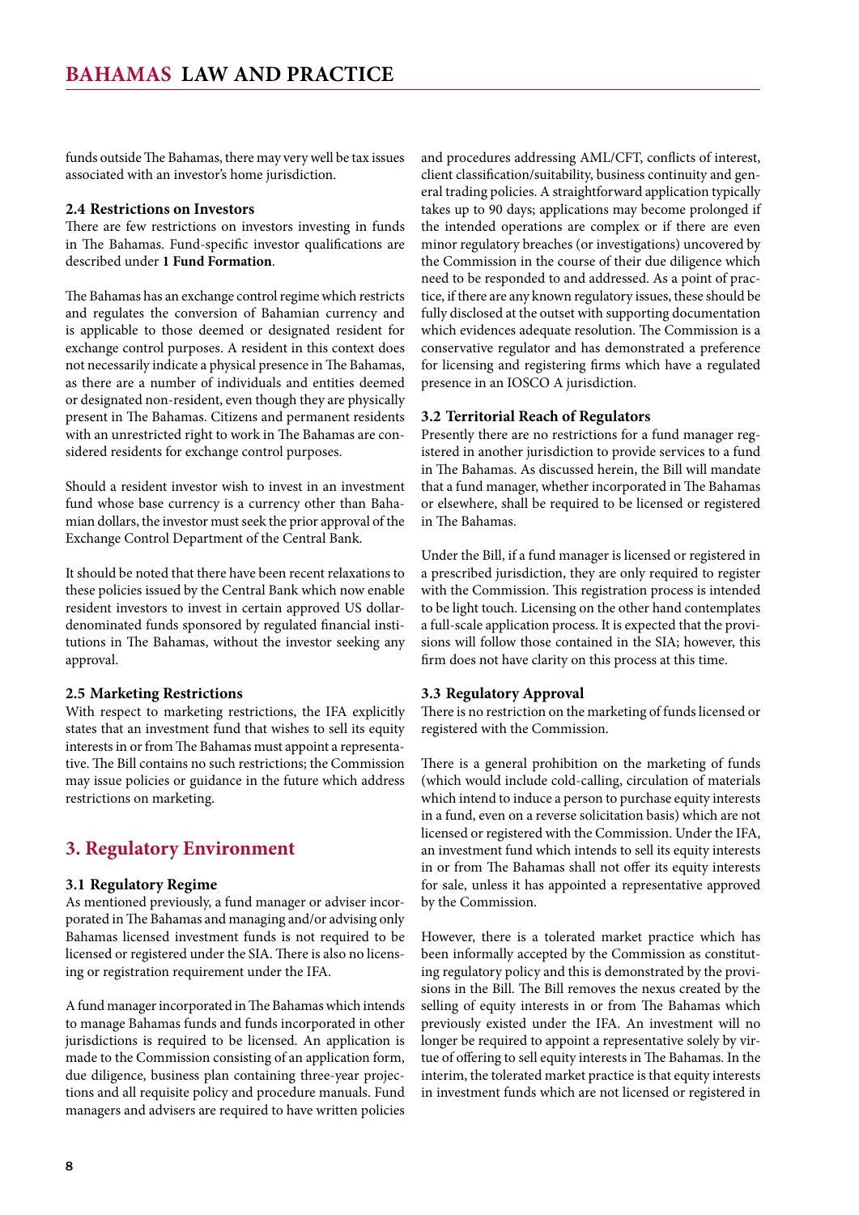funds outside The Bahamas, there may very well be tax issues associated with an investor's home jurisdiction.

### 2.4 Restrictions on Investors

There are few restrictions on investors investing in funds in The Bahamas. Fund-specific investor qualifications are described under **1 Fund Formation**.

The Bahamas has an exchange control regime which restricts and regulates the conversion of Bahamian currency and is applicable to those deemed or designated resident for exchange control purposes. A resident in this context does not necessarily indicate a physical presence in The Bahamas, as there are a number of individuals and entities deemed or designated non-resident, even though they are physically present in The Bahamas. Citizens and permanent residents with an unrestricted right to work in The Bahamas are considered residents for exchange control purposes.

Should a resident investor wish to invest in an investment fund whose base currency is a currency other than Bahamian dollars, the investor must seek the prior approval of the Exchange Control Department of the Central Bank.

It should be noted that there have been recent relaxations to these policies issued by the Central Bank which now enable resident investors to invest in certain approved US dollar-denominated funds sponsored by regulated financial institutions in The Bahamas, without the investor seeking any approval.

### 2.5 Marketing Restrictions

With respect to marketing restrictions, the IFA explicitly states that an investment fund that wishes to sell its equity interests in or from The Bahamas must appoint a representative. The Bill contains no such restrictions; the Commission may issue policies or guidance in the future which address restrictions on marketing.

## 3. Regulatory Environment

### 3.1 Regulatory Regime

As mentioned previously, a fund manager or adviser incorporated in The Bahamas and managing and/or advising only Bahamas licensed investment funds is not required to be licensed or registered under the SIA. There is also no licensing or registration requirement under the IFA.

A fund manager incorporated in The Bahamas which intends to manage Bahamas funds and funds incorporated in other jurisdictions is required to be licensed. An application is made to the Commission consisting of an application form, due diligence, business plan containing three-year projections and all requisite policy and procedure manuals. Fund managers and advisers are required to have written policies and procedures addressing AML/CFT, conflicts of interest, client classification/suitability, business continuity and general trading policies. A straightforward application typically takes up to 90 days; applications may become prolonged if the intended operations are complex or if there are even minor regulatory breaches (or investigations) uncovered by the Commission in the course of their due diligence which need to be responded to and addressed. As a point of practice, if there are any known regulatory issues, these should be fully disclosed at the outset with supporting documentation which evidences adequate resolution. The Commission is a conservative regulator and has demonstrated a preference for licensing and registering firms which have a regulated presence in an IOSCO A jurisdiction.

### 3.2 Territorial Reach of Regulators

Presently there are no restrictions for a fund manager registered in another jurisdiction to provide services to a fund in The Bahamas. As discussed herein, the Bill will mandate that a fund manager, whether incorporated in The Bahamas or elsewhere, shall be required to be licensed or registered in The Bahamas.

Under the Bill, if a fund manager is licensed or registered in a prescribed jurisdiction, they are only required to register with the Commission. This registration process is intended to be light touch. Licensing on the other hand contemplates a full-scale application process. It is expected that the provisions will follow those contained in the SIA; however, this firm does not have clarity on this process at this time.

### 3.3 Regulatory Approval

There is no restriction on the marketing of funds licensed or registered with the Commission.

There is a general prohibition on the marketing of funds (which would include cold-calling, circulation of materials which intend to induce a person to purchase equity interests in a fund, even on a reverse solicitation basis) which are not licensed or registered with the Commission. Under the IFA, an investment fund which intends to sell its equity interests in or from The Bahamas shall not offer its equity interests for sale, unless it has appointed a representative approved by the Commission.

However, there is a tolerated market practice which has been informally accepted by the Commission as constituting regulatory policy and this is demonstrated by the provisions in the Bill. The Bill removes the nexus created by the selling of equity interests in or from The Bahamas which previously existed under the IFA. An investment will no longer be required to appoint a representative solely by virtue of offering to sell equity interests in The Bahamas. In the interim, the tolerated market practice is that equity interests in investment funds which are not licensed or registered in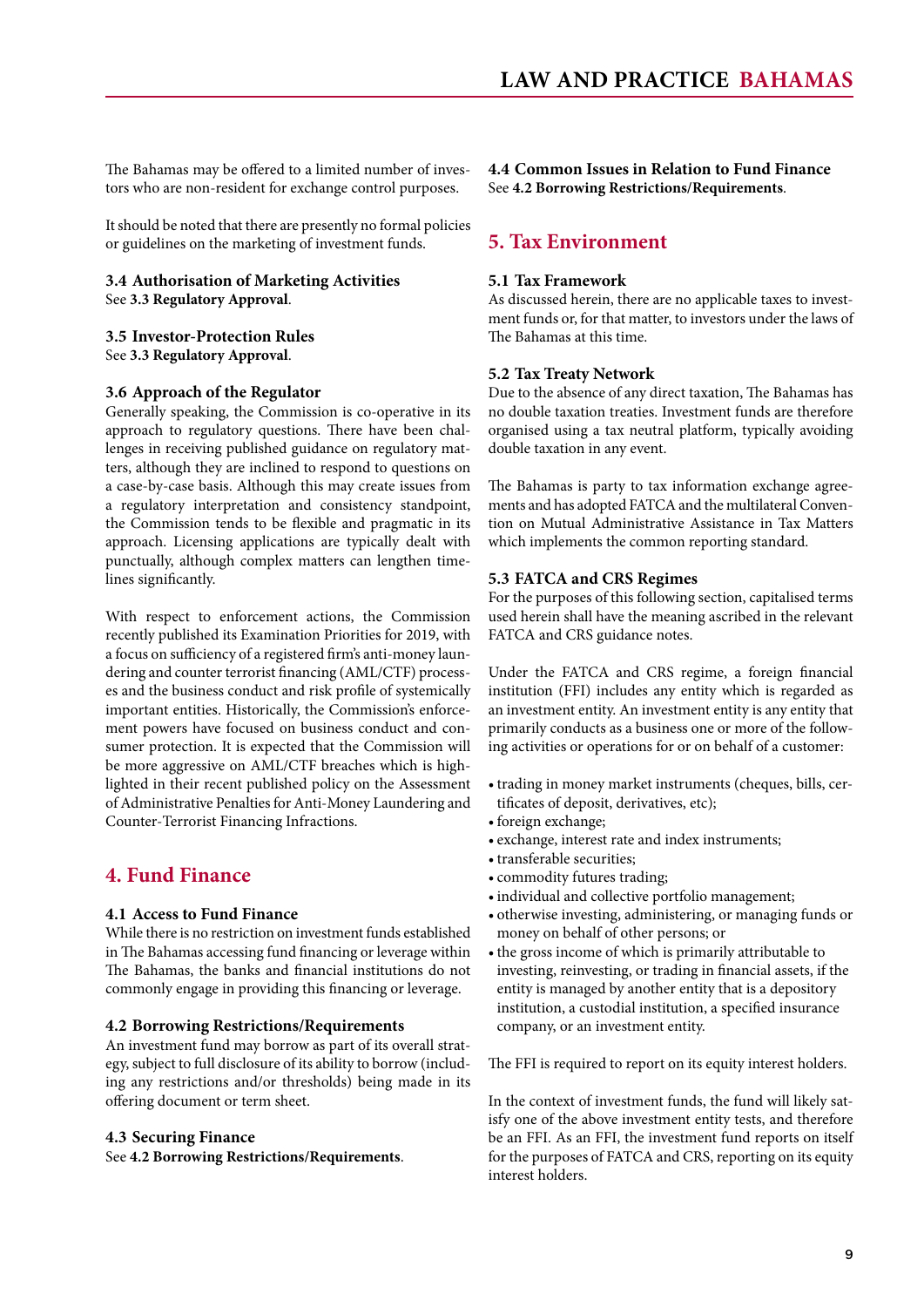The Bahamas may be offered to a limited number of investors who are non-resident for exchange control purposes.

It should be noted that there are presently no formal policies or guidelines on the marketing of investment funds.

### 3.4 Authorisation of Marketing Activities

See **3.3 Regulatory Approval**.

### 3.5 Investor-Protection Rules

See **3.3 Regulatory Approval**.

### 3.6 Approach of the Regulator

Generally speaking, the Commission is co-operative in its approach to regulatory questions. There have been challenges in receiving published guidance on regulatory matters, although they are inclined to respond to questions on a case-by-case basis. Although this may create issues from a regulatory interpretation and consistency standpoint, the Commission tends to be flexible and pragmatic in its approach. Licensing applications are typically dealt with punctually, although complex matters can lengthen timelines significantly.

With respect to enforcement actions, the Commission recently published its Examination Priorities for 2019, with a focus on sufficiency of a registered firm's anti-money laundering and counter terrorist financing (AML/CTF) processes and the business conduct and risk profile of systemically important entities. Historically, the Commission's enforcement powers have focused on business conduct and consumer protection. It is expected that the Commission will be more aggressive on AML/CTF breaches which is highlighted in their recent published policy on the Assessment of Administrative Penalties for Anti-Money Laundering and Counter-Terrorist Financing Infractions.

## 4. Fund Finance

### 4.1 Access to Fund Finance

While there is no restriction on investment funds established in The Bahamas accessing fund financing or leverage within The Bahamas, the banks and financial institutions do not commonly engage in providing this financing or leverage.

### 4.2 Borrowing Restrictions/Requirements

An investment fund may borrow as part of its overall strategy, subject to full disclosure of its ability to borrow (including any restrictions and/or thresholds) being made in its offering document or term sheet.

### 4.3 Securing Finance

See **4.2 Borrowing Restrictions/Requirements**.

### 4.4 Common Issues in Relation to Fund Finance

See **4.2 Borrowing Restrictions/Requirements**.

## 5. Tax Environment

### 5.1 Tax Framework

As discussed herein, there are no applicable taxes to investment funds or, for that matter, to investors under the laws of The Bahamas at this time.

### 5.2 Tax Treaty Network

Due to the absence of any direct taxation, The Bahamas has no double taxation treaties. Investment funds are therefore organised using a tax neutral platform, typically avoiding double taxation in any event.

The Bahamas is party to tax information exchange agreements and has adopted FATCA and the multilateral Convention on Mutual Administrative Assistance in Tax Matters which implements the common reporting standard.

### 5.3 FATCA and CRS Regimes

For the purposes of this following section, capitalised terms used herein shall have the meaning ascribed in the relevant FATCA and CRS guidance notes.

Under the FATCA and CRS regime, a foreign financial institution (FFI) includes any entity which is regarded as an investment entity. An investment entity is any entity that primarily conducts as a business one or more of the following activities or operations for or on behalf of a customer:

- trading in money market instruments (cheques, bills, certificates of deposit, derivatives, etc);
- foreign exchange;
- exchange, interest rate and index instruments;
- transferable securities;
- commodity futures trading;
- individual and collective portfolio management;
- otherwise investing, administering, or managing funds or money on behalf of other persons; or
- the gross income of which is primarily attributable to investing, reinvesting, or trading in financial assets, if the entity is managed by another entity that is a depository institution, a custodial institution, a specified insurance company, or an investment entity.

The FFI is required to report on its equity interest holders.

In the context of investment funds, the fund will likely satisfy one of the above investment entity tests, and therefore be an FFI. As an FFI, the investment fund reports on itself for the purposes of FATCA and CRS, reporting on its equity interest holders.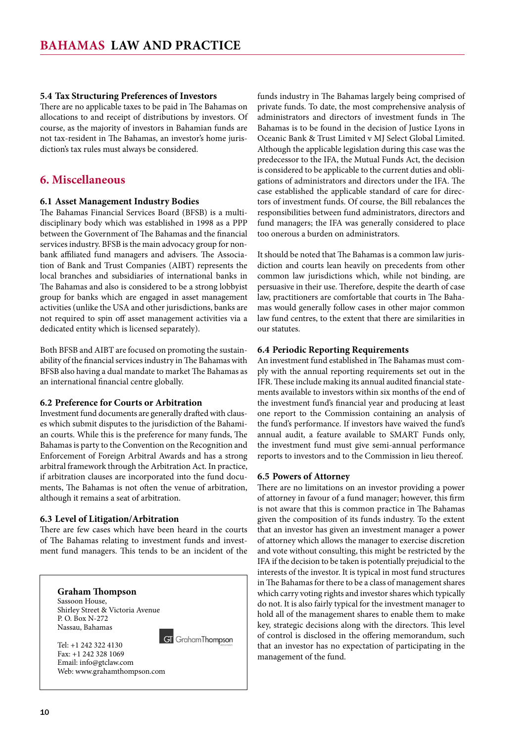### 5.4 Tax Structuring Preferences of Investors

There are no applicable taxes to be paid in The Bahamas on allocations to and receipt of distributions by investors. Of course, as the majority of investors in Bahamian funds are not tax-resident in The Bahamas, an investor's home jurisdiction's tax rules must always be considered.

## 6. Miscellaneous

### 6.1 Asset Management Industry Bodies

The Bahamas Financial Services Board (BFSB) is a multidisciplinary body which was established in 1998 as a PPP between the Government of The Bahamas and the financial services industry. BFSB is the main advocacy group for non-bank affiliated fund managers and advisers. The Association of Bank and Trust Companies (AIBT) represents the local branches and subsidiaries of international banks in The Bahamas and also is considered to be a strong lobbyist group for banks which are engaged in asset management activities (unlike the USA and other jurisdictions, banks are not required to spin off asset management activities via a dedicated entity which is licensed separately).

Both BFSB and AIBT are focused on promoting the sustainability of the financial services industry in The Bahamas with BFSB also having a dual mandate to market The Bahamas as an international financial centre globally.

### 6.2 Preference for Courts or Arbitration

Investment fund documents are generally drafted with clauses which submit disputes to the jurisdiction of the Bahamian courts. While this is the preference for many funds, The Bahamas is party to the Convention on the Recognition and Enforcement of Foreign Arbitral Awards and has a strong arbitral framework through the Arbitration Act. In practice, if arbitration clauses are incorporated into the fund documents, The Bahamas is not often the venue of arbitration, although it remains a seat of arbitration.

### 6.3 Level of Litigation/Arbitration

There are few cases which have been heard in the courts of The Bahamas relating to investment funds and investment fund managers. This tends to be an incident of the funds industry in The Bahamas largely being comprised of private funds. To date, the most comprehensive analysis of administrators and directors of investment funds in The Bahamas is to be found in the decision of Justice Lyons in Oceanic Bank & Trust Limited v MJ Select Global Limited. Although the applicable legislation during this case was the predecessor to the IFA, the Mutual Funds Act, the decision is considered to be applicable to the current duties and obligations of administrators and directors under the IFA. The case established the applicable standard of care for directors of investment funds. Of course, the Bill rebalances the responsibilities between fund administrators, directors and fund managers; the IFA was generally considered to place too onerous a burden on administrators.

It should be noted that The Bahamas is a common law jurisdiction and courts lean heavily on precedents from other common law jurisdictions which, while not binding, are persuasive in their use. Therefore, despite the dearth of case law, practitioners are comfortable that courts in The Bahamas would generally follow cases in other major common law fund centres, to the extent that there are similarities in our statutes.

### 6.4 Periodic Reporting Requirements

An investment fund established in The Bahamas must comply with the annual reporting requirements set out in the IFR. These include making its annual audited financial statements available to investors within six months of the end of the investment fund's financial year and producing at least one report to the Commission containing an analysis of the fund's performance. If investors have waived the fund's annual audit, a feature available to SMART Funds only, the investment fund must give semi-annual performance reports to investors and to the Commission in lieu thereof.

### 6.5 Powers of Attorney

There are no limitations on an investor providing a power of attorney in favour of a fund manager; however, this firm is not aware that this is common practice in The Bahamas given the composition of its funds industry. To the extent that an investor has given an investment manager a power of attorney which allows the manager to exercise discretion and vote without consulting, this might be restricted by the IFA if the decision to be taken is potentially prejudicial to the interests of the investor. It is typical in most fund structures in The Bahamas for there to be a class of management shares which carry voting rights and investor shares which typically do not. It is also fairly typical for the investment manager to hold all of the management shares to enable them to make key, strategic decisions along with the directors. This level of control is disclosed in the offering memorandum, such that an investor has no expectation of participating in the management of the fund.

**Graham Thompson**
Sassoon House,
Shirley Street & Victoria Avenue
P. O. Box N-272
Nassau, Bahamas

Tel: +1 242 322 4130
Fax: +1 242 328 1069
Email: info@gtclaw.com
Web: www.grahamthompson.com